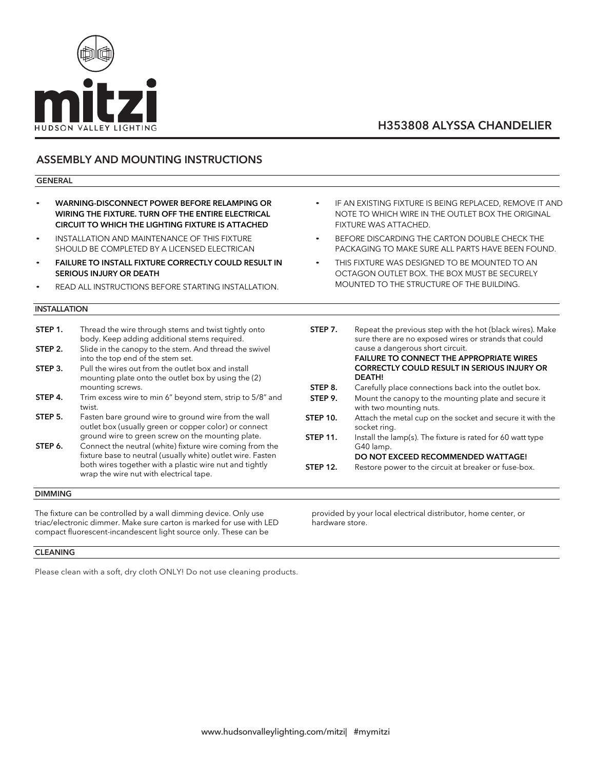mitzi

HUDSON VALLEY LIGHTING

# H353808 ALYSSA CHANDELIER

## ASSEMBLY AND MOUNTING INSTRUCTIONS

### GENERAL

- **WARNING-DISCONNECT POWER BEFORE RELAMPING OR WIRING THE FIXTURE. TURN OFF THE ENTIRE ELECTRICAL CIRCUIT TO WHICH THE LIGHTING FIXTURE IS ATTACHED**
- INSTALLATION AND MAINTENANCE OF THIS FIXTURE SHOULD BE COMPLETED BY A LICENSED ELECTRICAN
- **FAILURE TO INSTALL FIXTURE CORRECTLY COULD RESULT IN SERIOUS INJURY OR DEATH**
- READ ALL INSTRUCTIONS BEFORE STARTING INSTALLATION.
- IF AN EXISTING FIXTURE IS BEING REPLACED, REMOVE IT AND NOTE TO WHICH WIRE IN THE OUTLET BOX THE ORIGINAL FIXTURE WAS ATTACHED.
- BEFORE DISCARDING THE CARTON DOUBLE CHECK THE PACKAGING TO MAKE SURE ALL PARTS HAVE BEEN FOUND.
- THIS FIXTURE WAS DESIGNED TO BE MOUNTED TO AN OCTAGON OUTLET BOX. THE BOX MUST BE SECURELY MOUNTED TO THE STRUCTURE OF THE BUILDING.

### INSTALLATION

**STEP 1.** Thread the wire through stems and twist tightly onto body. Keep adding additional stems required.

**STEP 2.** Slide in the canopy to the stem. And thread the swivel into the top end of the stem set.

**STEP 3.** Pull the wires out from the outlet box and install mounting plate onto the outlet box by using the (2) mounting screws.

**STEP 4.** Trim excess wire to min 6" beyond stem, strip to 5/8" and twist.

**STEP 5.** Fasten bare ground wire to ground wire from the wall outlet box (usually green or copper color) or connect ground wire to green screw on the mounting plate.

**STEP 6.** Connect the neutral (white) fixture wire coming from the fixture base to neutral (usually white) outlet wire. Fasten both wires together with a plastic wire nut and tightly wrap the wire nut with electrical tape.

**STEP 7.** Repeat the previous step with the hot (black wires). Make sure there are no exposed wires or strands that could cause a dangerous short circuit.
**FAILURE TO CONNECT THE APPROPRIATE WIRES CORRECTLY COULD RESULT IN SERIOUS INJURY OR DEATH!**

**STEP 8.** Carefully place connections back into the outlet box.

**STEP 9.** Mount the canopy to the mounting plate and secure it with two mounting nuts.

**STEP 10.** Attach the metal cup on the socket and secure it with the socket ring.

**STEP 11.** Install the lamp(s). The fixture is rated for 60 watt type G40 lamp.
**DO NOT EXCEED RECOMMENDED WATTAGE!**

**STEP 12.** Restore power to the circuit at breaker or fuse-box.

### DIMMING

The fixture can be controlled by a wall dimming device. Only use triac/electronic dimmer. Make sure carton is marked for use with LED compact fluorescent-incandescent light source only. These can be provided by your local electrical distributor, home center, or hardware store.

### CLEANING

Please clean with a soft, dry cloth ONLY! Do not use cleaning products.

www.hudsonvalleylighting.com/mitzi| #mymitzi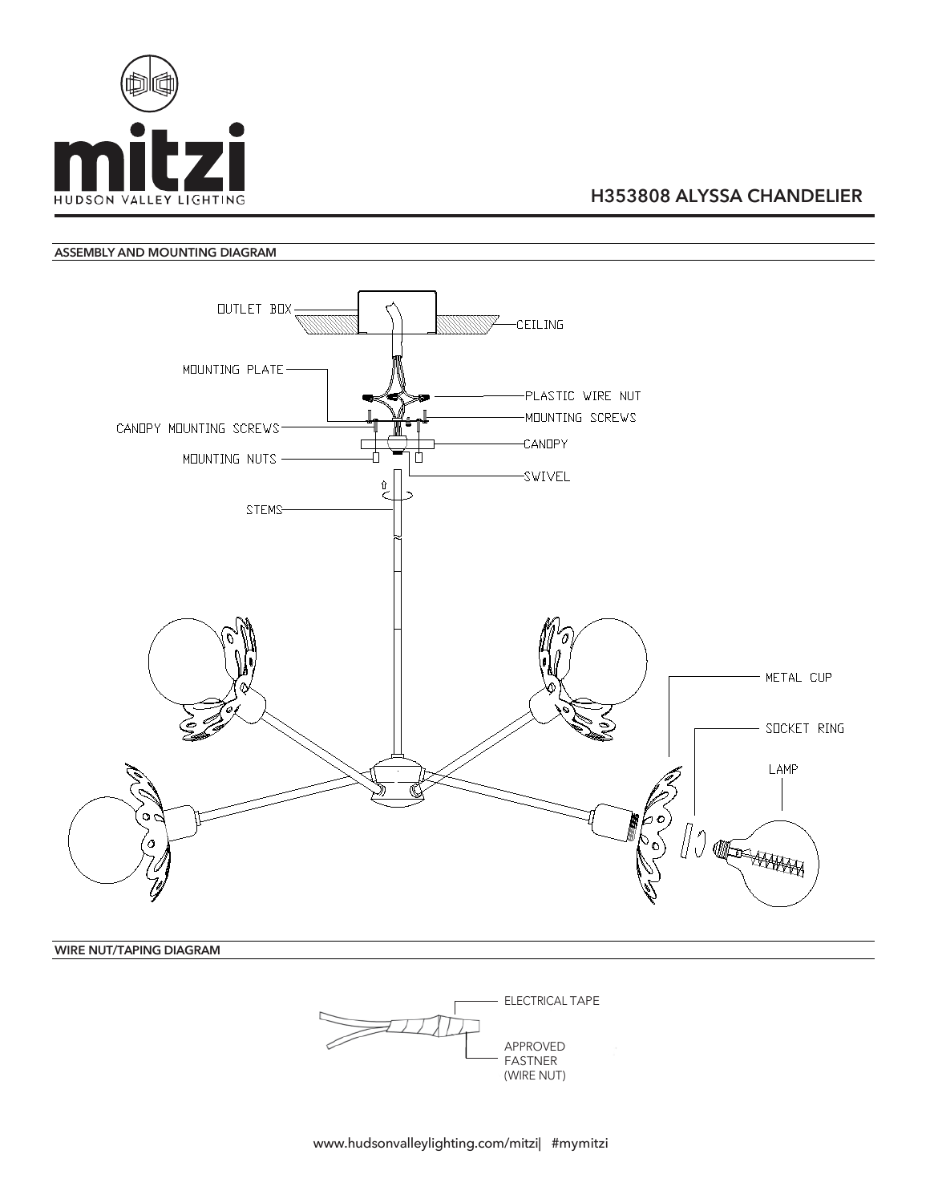# H353808 ALYSSA CHANDELIER

## ASSEMBLY AND MOUNTING DIAGRAM

OUTLET BOX

CEILING

MOUNTING PLATE

PLASTIC WIRE NUT

CANOPY MOUNTING SCREWS

MOUNTING SCREWS

CANOPY

MOUNTING NUTS

SWIVEL

STEMS

METAL CUP

SOCKET RING

LAMP

## WIRE NUT/TAPING DIAGRAM

ELECTRICAL TAPE

APPROVED FASTNER (WIRE NUT)

www.hudsonvalleylighting.com/mitzi| #mymitzi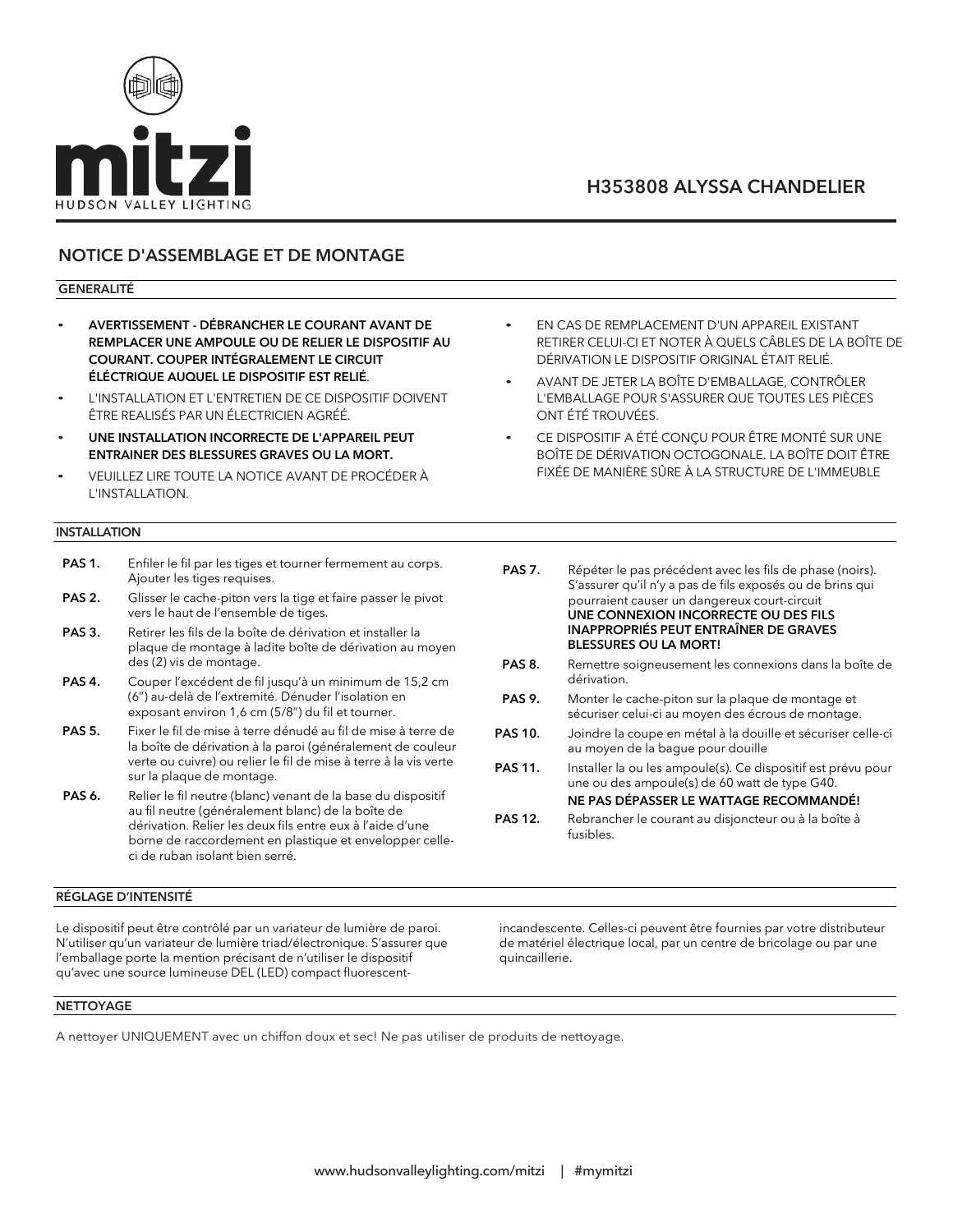mitzi
HUDSON VALLEY LIGHTING

# H353808 ALYSSA CHANDELIER

## NOTICE D'ASSEMBLAGE ET DE MONTAGE

### GENERALITÉ

- **AVERTISSEMENT - DÉBRANCHER LE COURANT AVANT DE REMPLACER UNE AMPOULE OU DE RELIER LE DISPOSITIF AU COURANT. COUPER INTÉGRALEMENT LE CIRCUIT ÉLÉCTRIQUE AUQUEL LE DISPOSITIF EST RELIÉ**.
- L'INSTALLATION ET L'ENTRETIEN DE CE DISPOSITIF DOIVENT ÊTRE REALISÉS PAR UN ÉLECTRICIEN AGRÉÉ.
- **UNE INSTALLATION INCORRECTE DE L'APPAREIL PEUT ENTRAINER DES BLESSURES GRAVES OU LA MORT.**
- VEUILLEZ LIRE TOUTE LA NOTICE AVANT DE PROCÉDER À L'INSTALLATION.
- EN CAS DE REMPLACEMENT D'UN APPAREIL EXISTANT RETIRER CELUI-CI ET NOTER À QUELS CÂBLES DE LA BOÎTE DE DÉRIVATION LE DISPOSITIF ORIGINAL ÉTAIT RELIÉ.
- AVANT DE JETER LA BOÎTE D'EMBALLAGE, CONTRÔLER L'EMBALLAGE POUR S'ASSURER QUE TOUTES LES PIÈCES ONT ÉTÉ TROUVÉES.
- CE DISPOSITIF A ÉTÉ CONÇU POUR ÊTRE MONTÉ SUR UNE BOÎTE DE DÉRIVATION OCTOGONALE. LA BOÎTE DOIT ÊTRE FIXÉE DE MANIÈRE SÛRE À LA STRUCTURE DE L'IMMEUBLE

### INSTALLATION

**PAS 1.** Enfiler le fil par les tiges et tourner fermement au corps. Ajouter les tiges requises.

**PAS 2.** Glisser le cache-piton vers la tige et faire passer le pivot vers le haut de l'ensemble de tiges.

**PAS 3.** Retirer les fils de la boîte de dérivation et installer la plaque de montage à ladite boîte de dérivation au moyen des (2) vis de montage.

**PAS 4.** Couper l'excédent de fil jusqu'à un minimum de 15,2 cm (6") au-delà de l'extremité. Dénuder l'isolation en exposant environ 1,6 cm (5/8") du fil et tourner.

**PAS 5.** Fixer le fil de mise à terre dénudé au fil de mise à terre de la boîte de dérivation à la paroi (généralement de couleur verte ou cuivre) ou relier le fil de mise à terre à la vis verte sur la plaque de montage.

**PAS 6.** Relier le fil neutre (blanc) venant de la base du dispositif au fil neutre (généralement blanc) de la boîte de dérivation. Relier les deux fils entre eux à l'aide d'une borne de raccordement en plastique et envelopper celle-ci de ruban isolant bien serré.

**PAS 7.** Répéter le pas précédent avec les fils de phase (noirs). S'assurer qu'il n'y a pas de fils exposés ou de brins qui pourraient causer un dangereux court-circuit
**UNE CONNEXION INCORRECTE OU DES FILS INAPPROPRIÉS PEUT ENTRAÎNER DE GRAVES BLESSURES OU LA MORT!**

**PAS 8.** Remettre soigneusement les connexions dans la boîte de dérivation.

**PAS 9.** Monter le cache-piton sur la plaque de montage et sécuriser celui-ci au moyen des écrous de montage.

**PAS 10.** Joindre la coupe en métal à la douille et sécuriser celle-ci au moyen de la bague pour douille

**PAS 11.** Installer la ou les ampoule(s). Ce dispositif est prévu pour une ou des ampoule(s) de 60 watt de type G40.
**NE PAS DÉPASSER LE WATTAGE RECOMMANDÉ!**

**PAS 12.** Rebrancher le courant au disjoncteur ou à la boîte à fusibles.

### RÉGLAGE D'INTENSITÉ

Le dispositif peut être contrôlé par un variateur de lumière de paroi. N'utiliser qu'un variateur de lumière triad/électronique. S'assurer que l'emballage porte la mention précisant de n'utiliser le dispositif qu'avec une source lumineuse DEL (LED) compact fluorescent-incandescente. Celles-ci peuvent être fournies par votre distributeur de matériel électrique local, par un centre de bricolage ou par une quincaillerie.

### NETTOYAGE

A nettoyer UNIQUEMENT avec un chiffon doux et sec! Ne pas utiliser de produits de nettoyage.

www.hudsonvalleylighting.com/mitzi | #mymitzi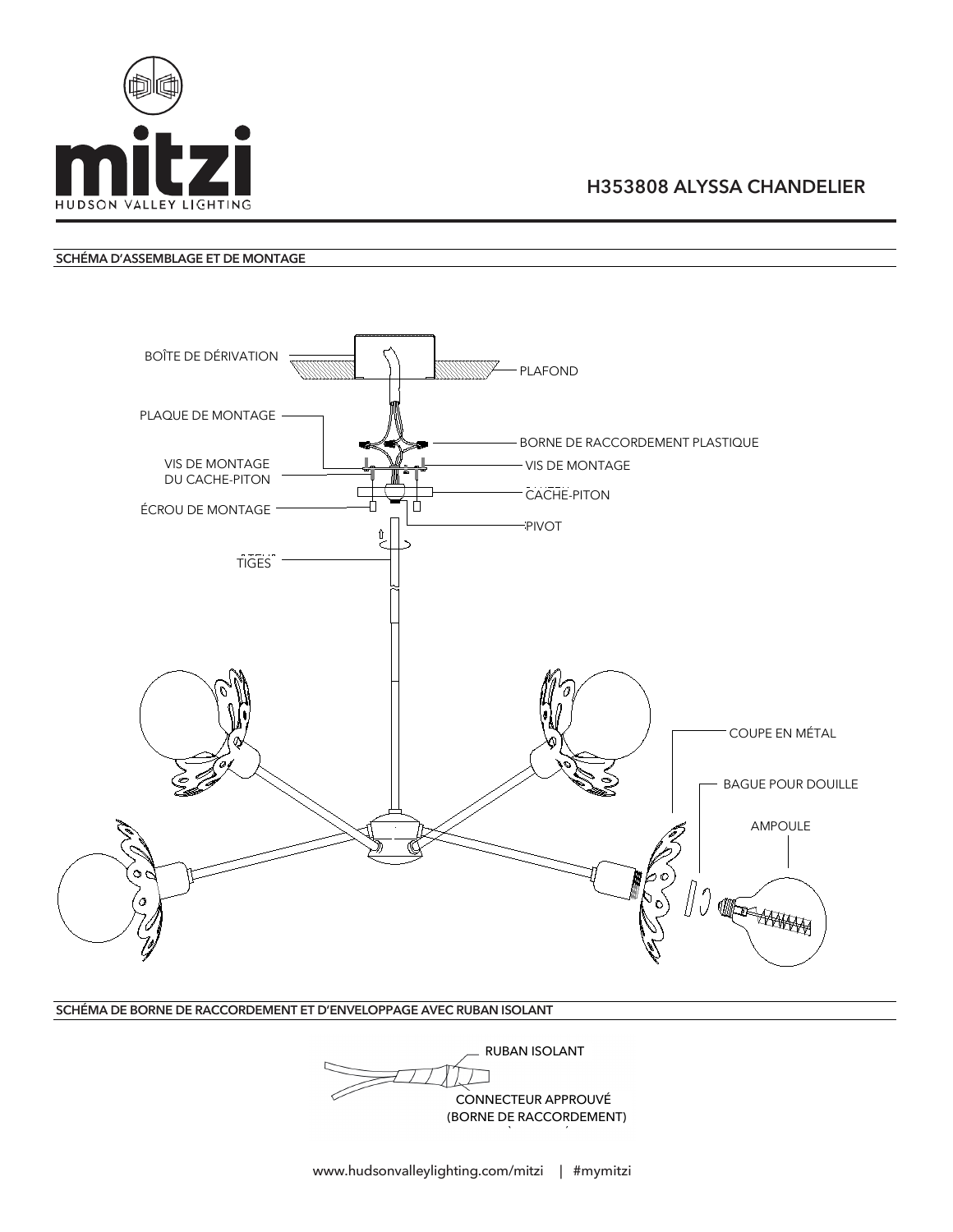mitzi

HUDSON VALLEY LIGHTING

## H353808 ALYSSA CHANDELIER

### SCHÉMA D'ASSEMBLAGE ET DE MONTAGE

BOÎTE DE DÉRIVATION

PLAFOND

PLAQUE DE MONTAGE

BORNE DE RACCORDEMENT PLASTIQUE

VIS DE MONTAGE DU CACHE-PITON

VIS DE MONTAGE

CACHE-PITON

ÉCROU DE MONTAGE

PIVOT

TIGES

COUPE EN MÉTAL

BAGUE POUR DOUILLE

AMPOULE

### SCHÉMA DE BORNE DE RACCORDEMENT ET D'ENVELOPPAGE AVEC RUBAN ISOLANT

RUBAN ISOLANT

CONNECTEUR APPROUVÉ
(BORNE DE RACCORDEMENT)

www.hudsonvalleylighting.com/mitzi | #mymitzi